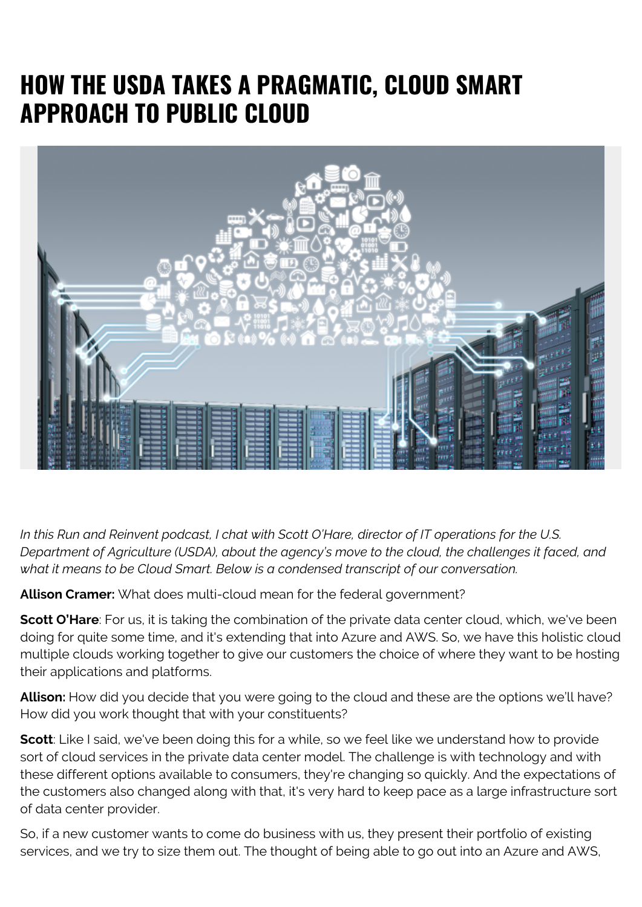# HOW THE USDA TAKES A PRAGMATIC, CLOUD SMART APPROACH TO PUBLIC CLOUD

*In this Run and Reinvent podcast, I chat with Scott O'Hare, director of IT operations for the U.S. Department of Agriculture (USDA), about the agency's move to the cloud, the challenges it faced, and what it means to be Cloud Smart. Below is a condensed transcript of our conversation.*

**Allison Cramer:** What does multi-cloud mean for the federal government?

**Scott O'Hare**: For us, it is taking the combination of the private data center cloud, which, we've been doing for quite some time, and it's extending that into Azure and AWS. So, we have this holistic cloud multiple clouds working together to give our customers the choice of where they want to be hosting their applications and platforms.

**Allison:** How did you decide that you were going to the cloud and these are the options we'll have? How did you work thought that with your constituents?

**Scott**: Like I said, we've been doing this for a while, so we feel like we understand how to provide sort of cloud services in the private data center model. The challenge is with technology and with these different options available to consumers, they're changing so quickly. And the expectations of the customers also changed along with that, it's very hard to keep pace as a large infrastructure sort of data center provider.

So, if a new customer wants to come do business with us, they present their portfolio of existing services, and we try to size them out. The thought of being able to go out into an Azure and AWS,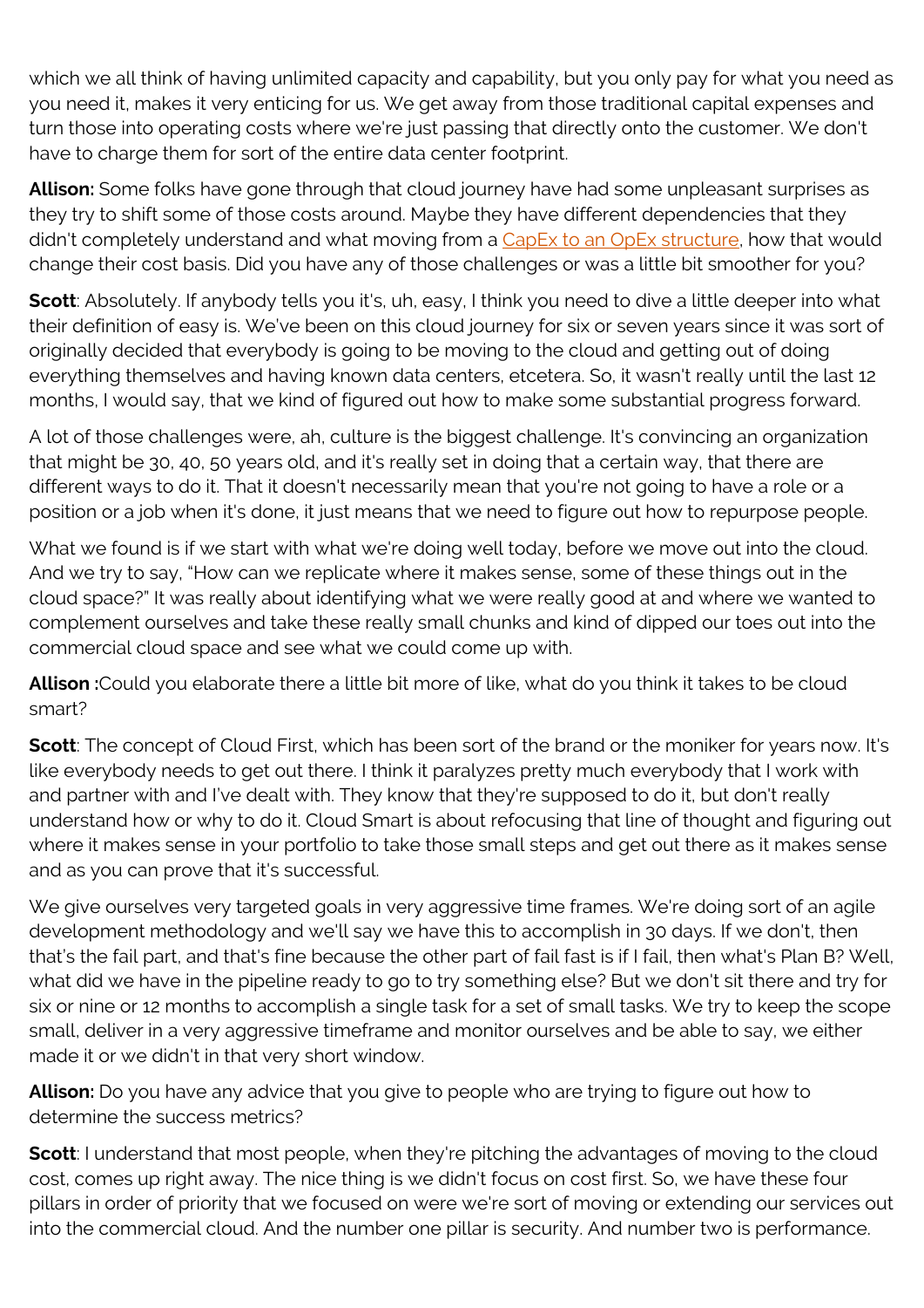which we all think of having unlimited capacity and capability, but you only pay for what you need as you need it, makes it very enticing for us. We get away from those traditional capital expenses and turn those into operating costs where we're just passing that directly onto the customer. We don't have to charge them for sort of the entire data center footprint.

**Allison:** Some folks have gone through that cloud journey have had some unpleasant surprises as they try to shift some of those costs around. Maybe they have different dependencies that they didn't completely understand and what moving from a [CapEx to an OpEx structure](), how that would change their cost basis. Did you have any of those challenges or was a little bit smoother for you?

**Scott**: Absolutely. If anybody tells you it's, uh, easy, I think you need to dive a little deeper into what their definition of easy is. We've been on this cloud journey for six or seven years since it was sort of originally decided that everybody is going to be moving to the cloud and getting out of doing everything themselves and having known data centers, etcetera. So, it wasn't really until the last 12 months, I would say, that we kind of figured out how to make some substantial progress forward.

A lot of those challenges were, ah, culture is the biggest challenge. It's convincing an organization that might be 30, 40, 50 years old, and it's really set in doing that a certain way, that there are different ways to do it. That it doesn't necessarily mean that you're not going to have a role or a position or a job when it's done, it just means that we need to figure out how to repurpose people.

What we found is if we start with what we're doing well today, before we move out into the cloud. And we try to say, "How can we replicate where it makes sense, some of these things out in the cloud space?" It was really about identifying what we were really good at and where we wanted to complement ourselves and take these really small chunks and kind of dipped our toes out into the commercial cloud space and see what we could come up with.

**Allison :**Could you elaborate there a little bit more of like, what do you think it takes to be cloud smart?

**Scott**: The concept of Cloud First, which has been sort of the brand or the moniker for years now. It's like everybody needs to get out there. I think it paralyzes pretty much everybody that I work with and partner with and I've dealt with. They know that they're supposed to do it, but don't really understand how or why to do it. Cloud Smart is about refocusing that line of thought and figuring out where it makes sense in your portfolio to take those small steps and get out there as it makes sense and as you can prove that it's successful.

We give ourselves very targeted goals in very aggressive time frames. We're doing sort of an agile development methodology and we'll say we have this to accomplish in 30 days. If we don't, then that's the fail part, and that's fine because the other part of fail fast is if I fail, then what's Plan B? Well, what did we have in the pipeline ready to go to try something else? But we don't sit there and try for six or nine or 12 months to accomplish a single task for a set of small tasks. We try to keep the scope small, deliver in a very aggressive timeframe and monitor ourselves and be able to say, we either made it or we didn't in that very short window.

**Allison:** Do you have any advice that you give to people who are trying to figure out how to determine the success metrics?

**Scott**: I understand that most people, when they're pitching the advantages of moving to the cloud cost, comes up right away. The nice thing is we didn't focus on cost first. So, we have these four pillars in order of priority that we focused on were we're sort of moving or extending our services out into the commercial cloud. And the number one pillar is security. And number two is performance.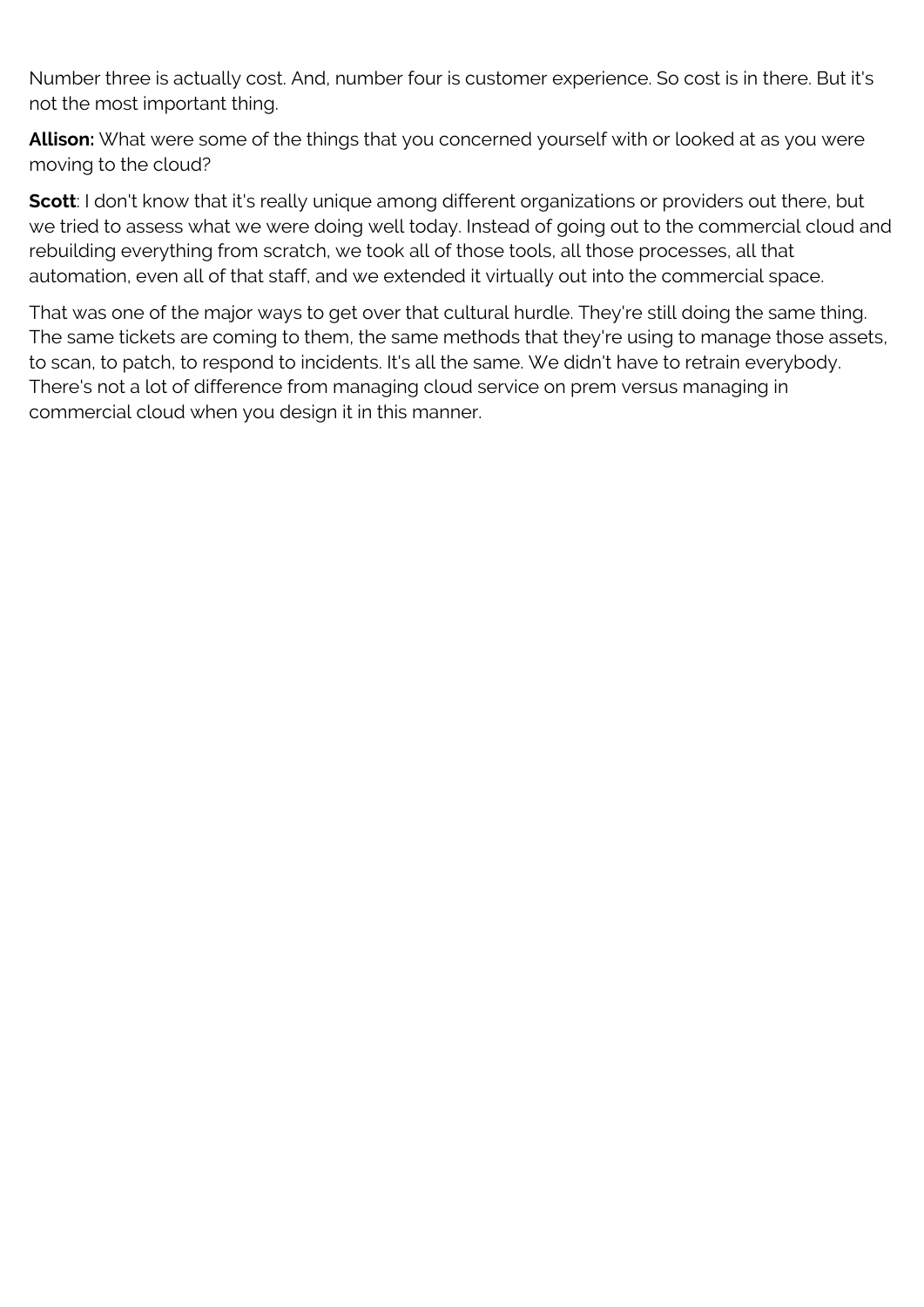Number three is actually cost. And, number four is customer experience. So cost is in there. But it's not the most important thing.

**Allison:** What were some of the things that you concerned yourself with or looked at as you were moving to the cloud?

**Scott**: I don't know that it's really unique among different organizations or providers out there, but we tried to assess what we were doing well today. Instead of going out to the commercial cloud and rebuilding everything from scratch, we took all of those tools, all those processes, all that automation, even all of that staff, and we extended it virtually out into the commercial space.

That was one of the major ways to get over that cultural hurdle. They're still doing the same thing. The same tickets are coming to them, the same methods that they're using to manage those assets, to scan, to patch, to respond to incidents. It's all the same. We didn't have to retrain everybody. There's not a lot of difference from managing cloud service on prem versus managing in commercial cloud when you design it in this manner.